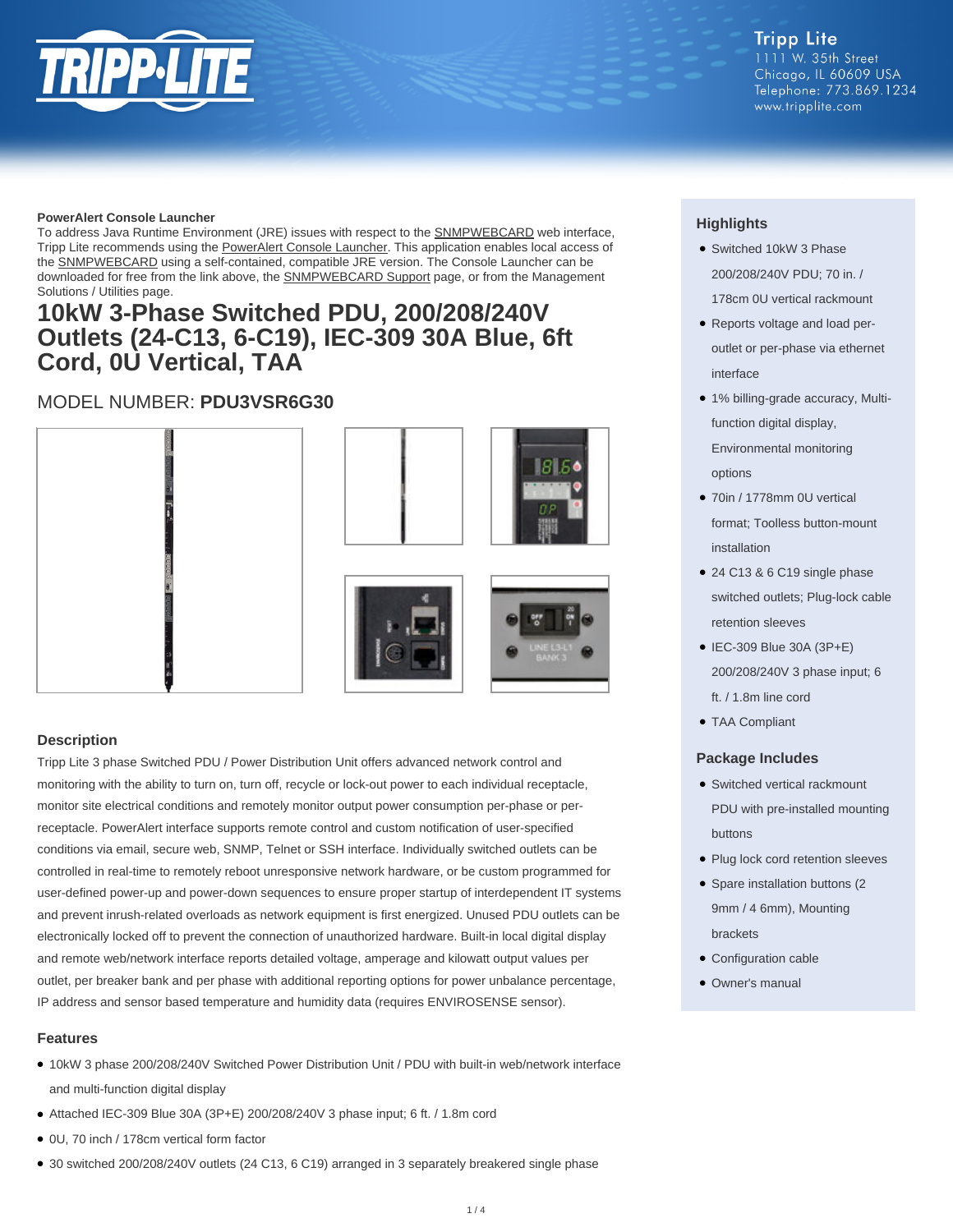Tripp Lite
1111 W. 35th Street
Chicago, IL 60609 USA
Telephone: 773.869.1234
www.tripplite.com

**PowerAlert Console Launcher**
To address Java Runtime Environment (JRE) issues with respect to the SNMPWEBCARD web interface, Tripp Lite recommends using the PowerAlert Console Launcher. This application enables local access of the SNMPWEBCARD using a self-contained, compatible JRE version. The Console Launcher can be downloaded for free from the link above, the SNMPWEBCARD Support page, or from the Management Solutions / Utilities page.

# 10kW 3-Phase Switched PDU, 200/208/240V Outlets (24-C13, 6-C19), IEC-309 30A Blue, 6ft Cord, 0U Vertical, TAA

## MODEL NUMBER: **PDU3VSR6G30**

## Highlights

- Switched 10kW 3 Phase 200/208/240V PDU; 70 in. / 178cm 0U vertical rackmount
- Reports voltage and load per-outlet or per-phase via ethernet interface
- 1% billing-grade accuracy, Multi-function digital display, Environmental monitoring options
- 70in / 1778mm 0U vertical format; Toolless button-mount installation
- 24 C13 & 6 C19 single phase switched outlets; Plug-lock cable retention sleeves
- IEC-309 Blue 30A (3P+E) 200/208/240V 3 phase input; 6 ft. / 1.8m line cord
- TAA Compliant

## Package Includes

- Switched vertical rackmount PDU with pre-installed mounting buttons
- Plug lock cord retention sleeves
- Spare installation buttons (2 9mm / 4 6mm), Mounting brackets
- Configuration cable
- Owner's manual

## Description

Tripp Lite 3 phase Switched PDU / Power Distribution Unit offers advanced network control and monitoring with the ability to turn on, turn off, recycle or lock-out power to each individual receptacle, monitor site electrical conditions and remotely monitor output power consumption per-phase or per-receptacle. PowerAlert interface supports remote control and custom notification of user-specified conditions via email, secure web, SNMP, Telnet or SSH interface. Individually switched outlets can be controlled in real-time to remotely reboot unresponsive network hardware, or be custom programmed for user-defined power-up and power-down sequences to ensure proper startup of interdependent IT systems and prevent inrush-related overloads as network equipment is first energized. Unused PDU outlets can be electronically locked off to prevent the connection of unauthorized hardware. Built-in local digital display and remote web/network interface reports detailed voltage, amperage and kilowatt output values per outlet, per breaker bank and per phase with additional reporting options for power unbalance percentage, IP address and sensor based temperature and humidity data (requires ENVIROSENSE sensor).

## Features

- 10kW 3 phase 200/208/240V Switched Power Distribution Unit / PDU with built-in web/network interface and multi-function digital display
- Attached IEC-309 Blue 30A (3P+E) 200/208/240V 3 phase input; 6 ft. / 1.8m cord
- 0U, 70 inch / 178cm vertical form factor
- 30 switched 200/208/240V outlets (24 C13, 6 C19) arranged in 3 separately breakered single phase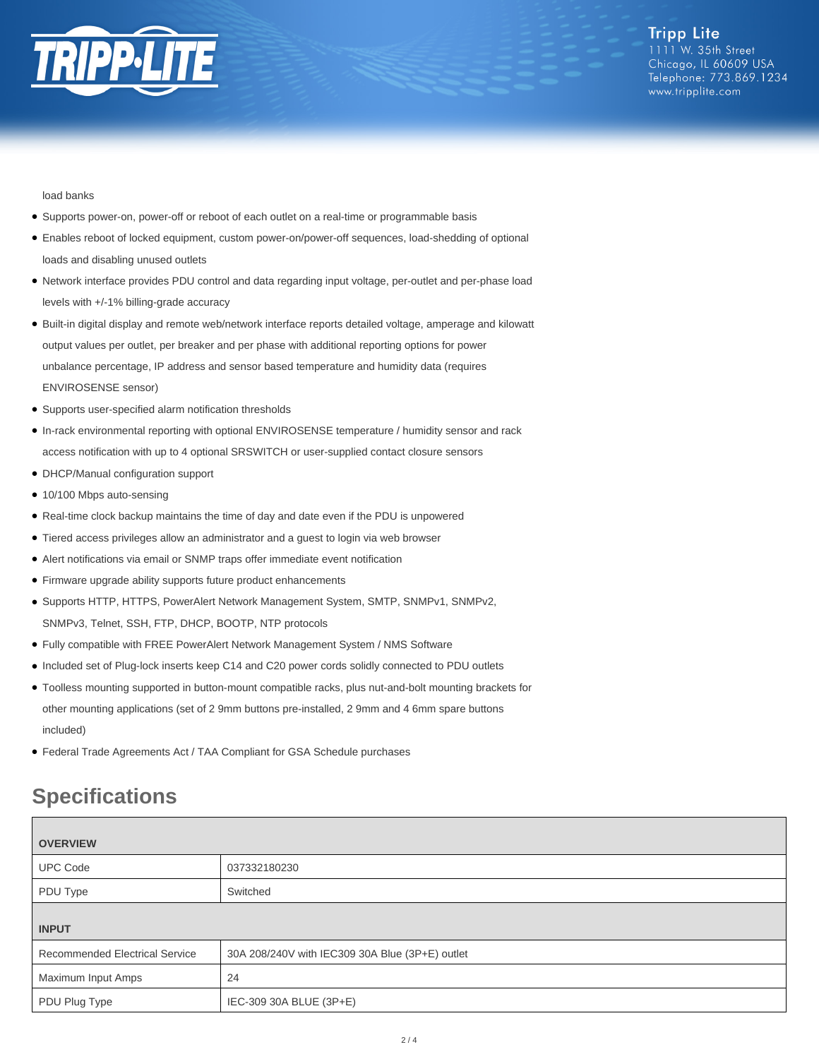load banks

- Supports power-on, power-off or reboot of each outlet on a real-time or programmable basis
- Enables reboot of locked equipment, custom power-on/power-off sequences, load-shedding of optional loads and disabling unused outlets
- Network interface provides PDU control and data regarding input voltage, per-outlet and per-phase load levels with +/-1% billing-grade accuracy
- Built-in digital display and remote web/network interface reports detailed voltage, amperage and kilowatt output values per outlet, per breaker and per phase with additional reporting options for power unbalance percentage, IP address and sensor based temperature and humidity data (requires ENVIROSENSE sensor)
- Supports user-specified alarm notification thresholds
- In-rack environmental reporting with optional ENVIROSENSE temperature / humidity sensor and rack access notification with up to 4 optional SRSWITCH or user-supplied contact closure sensors
- DHCP/Manual configuration support
- 10/100 Mbps auto-sensing
- Real-time clock backup maintains the time of day and date even if the PDU is unpowered
- Tiered access privileges allow an administrator and a guest to login via web browser
- Alert notifications via email or SNMP traps offer immediate event notification
- Firmware upgrade ability supports future product enhancements
- Supports HTTP, HTTPS, PowerAlert Network Management System, SMTP, SNMPv1, SNMPv2, SNMPv3, Telnet, SSH, FTP, DHCP, BOOTP, NTP protocols
- Fully compatible with FREE PowerAlert Network Management System / NMS Software
- Included set of Plug-lock inserts keep C14 and C20 power cords solidly connected to PDU outlets
- Toolless mounting supported in button-mount compatible racks, plus nut-and-bolt mounting brackets for other mounting applications (set of 2 9mm buttons pre-installed, 2 9mm and 4 6mm spare buttons included)
- Federal Trade Agreements Act / TAA Compliant for GSA Schedule purchases

## Specifications

| **OVERVIEW** | |
|---|---|
| UPC Code | 037332180230 |
| PDU Type | Switched |
| **INPUT** | |
| Recommended Electrical Service | 30A 208/240V with IEC309 30A Blue (3P+E) outlet |
| Maximum Input Amps | 24 |
| PDU Plug Type | IEC-309 30A BLUE (3P+E) |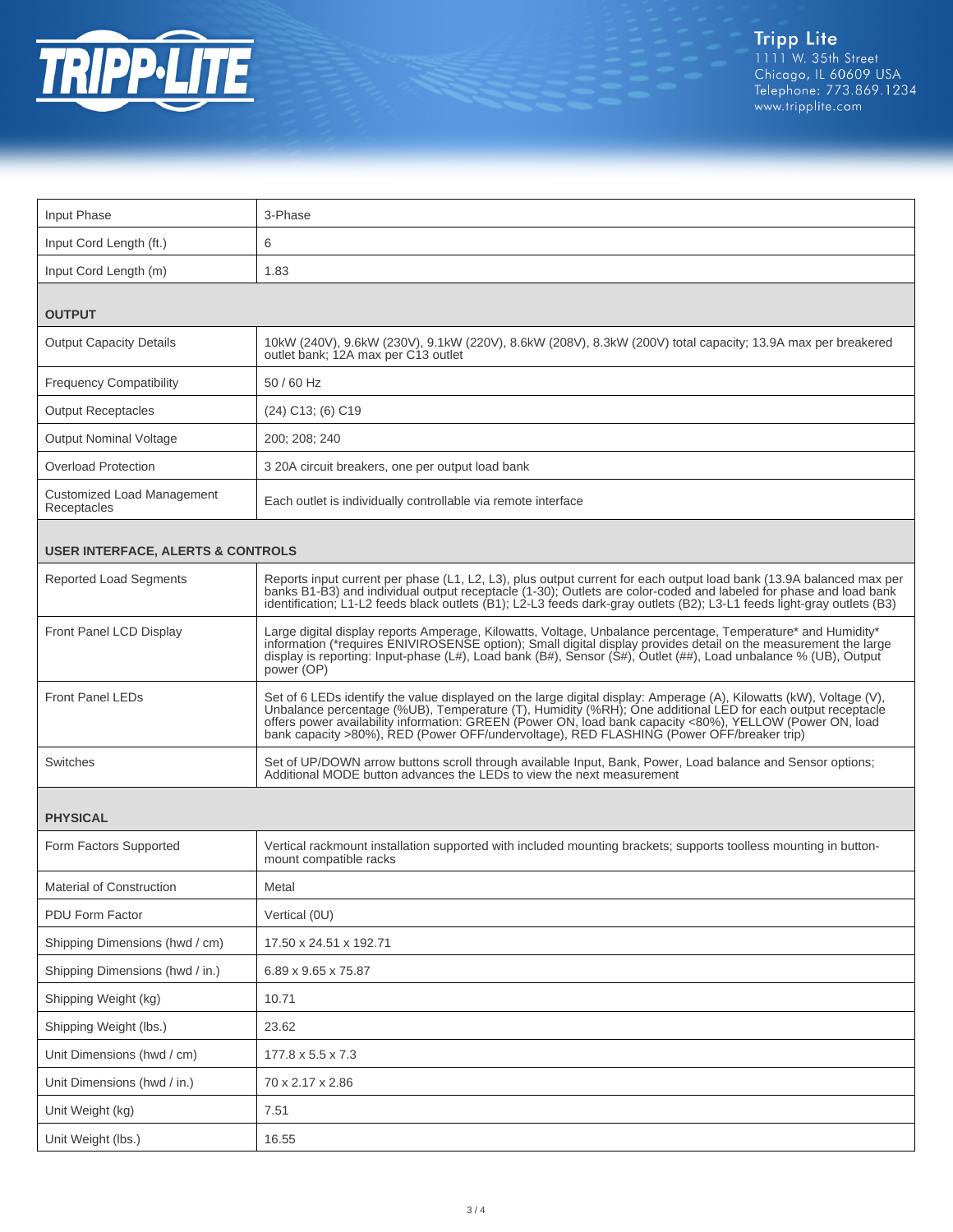| | |
|---|---|
| Input Phase | 3-Phase |
| Input Cord Length (ft.) | 6 |
| Input Cord Length (m) | 1.83 |
| **OUTPUT** | |
| Output Capacity Details | 10kW (240V), 9.6kW (230V), 9.1kW (220V), 8.6kW (208V), 8.3kW (200V) total capacity; 13.9A max per breakered outlet bank; 12A max per C13 outlet |
| Frequency Compatibility | 50 / 60 Hz |
| Output Receptacles | (24) C13; (6) C19 |
| Output Nominal Voltage | 200; 208; 240 |
| Overload Protection | 3 20A circuit breakers, one per output load bank |
| Customized Load Management Receptacles | Each outlet is individually controllable via remote interface |
| **USER INTERFACE, ALERTS & CONTROLS** | |
| Reported Load Segments | Reports input current per phase (L1, L2, L3), plus output current for each output load bank (13.9A balanced max per banks B1-B3) and individual output receptacle (1-30); Outlets are color-coded and labeled for phase and load bank identification; L1-L2 feeds black outlets (B1); L2-L3 feeds dark-gray outlets (B2); L3-L1 feeds light-gray outlets (B3) |
| Front Panel LCD Display | Large digital display reports Amperage, Kilowatts, Voltage, Unbalance percentage, Temperature* and Humidity* information (*requires ENIVIROSENSE option); Small digital display provides detail on the measurement the large display is reporting: Input-phase (L#), Load bank (B#), Sensor (S#), Outlet (##), Load unbalance % (UB), Output power (OP) |
| Front Panel LEDs | Set of 6 LEDs identify the value displayed on the large digital display: Amperage (A), Kilowatts (kW), Voltage (V), Unbalance percentage (%UB), Temperature (T), Humidity (%RH); One additional LED for each output receptacle offers power availability information: GREEN (Power ON, load bank capacity <80%), YELLOW (Power ON, load bank capacity >80%), RED (Power OFF/undervoltage), RED FLASHING (Power OFF/breaker trip) |
| Switches | Set of UP/DOWN arrow buttons scroll through available Input, Bank, Power, Load balance and Sensor options; Additional MODE button advances the LEDs to view the next measurement |
| **PHYSICAL** | |
| Form Factors Supported | Vertical rackmount installation supported with included mounting brackets; supports toolless mounting in button-mount compatible racks |
| Material of Construction | Metal |
| PDU Form Factor | Vertical (0U) |
| Shipping Dimensions (hwd / cm) | 17.50 x 24.51 x 192.71 |
| Shipping Dimensions (hwd / in.) | 6.89 x 9.65 x 75.87 |
| Shipping Weight (kg) | 10.71 |
| Shipping Weight (lbs.) | 23.62 |
| Unit Dimensions (hwd / cm) | 177.8 x 5.5 x 7.3 |
| Unit Dimensions (hwd / in.) | 70 x 2.17 x 2.86 |
| Unit Weight (kg) | 7.51 |
| Unit Weight (lbs.) | 16.55 |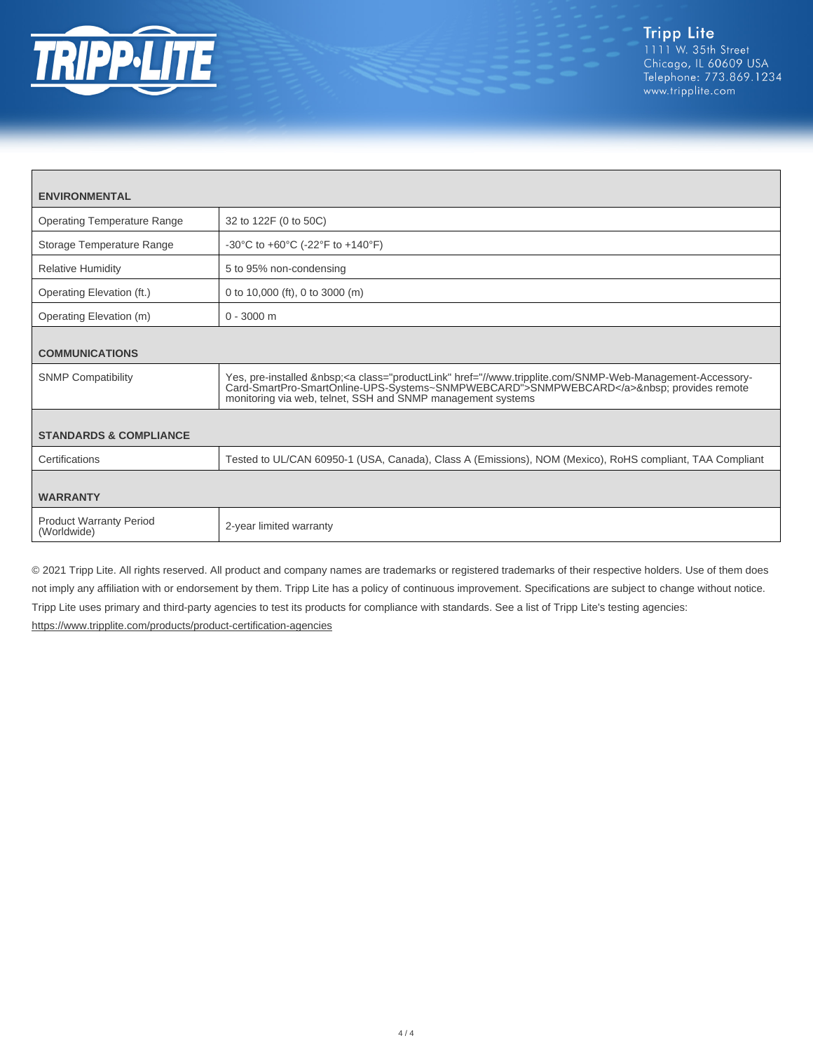Tripp Lite
1111 W. 35th Street
Chicago, IL 60609 USA
Telephone: 773.869.1234
www.tripplite.com

| **ENVIRONMENTAL** | |
|---|---|
| Operating Temperature Range | 32 to 122F (0 to 50C) |
| Storage Temperature Range | -30°C to +60°C (-22°F to +140°F) |
| Relative Humidity | 5 to 95% non-condensing |
| Operating Elevation (ft.) | 0 to 10,000 (ft), 0 to 3000 (m) |
| Operating Elevation (m) | 0 - 3000 m |
| **COMMUNICATIONS** | |
| SNMP Compatibility | Yes, pre-installed &nbsp;<a class="productLink" href="//www.tripplite.com/SNMP-Web-Management-Accessory-Card-SmartPro-SmartOnline-UPS-Systems~SNMPWEBCARD">SNMPWEBCARD</a>&nbsp; provides remote monitoring via web, telnet, SSH and SNMP management systems |
| **STANDARDS & COMPLIANCE** | |
| Certifications | Tested to UL/CAN 60950-1 (USA, Canada), Class A (Emissions), NOM (Mexico), RoHS compliant, TAA Compliant |
| **WARRANTY** | |
| Product Warranty Period (Worldwide) | 2-year limited warranty |

© 2021 Tripp Lite. All rights reserved. All product and company names are trademarks or registered trademarks of their respective holders. Use of them does not imply any affiliation with or endorsement by them. Tripp Lite has a policy of continuous improvement. Specifications are subject to change without notice. Tripp Lite uses primary and third-party agencies to test its products for compliance with standards. See a list of Tripp Lite's testing agencies: https://www.tripplite.com/products/product-certification-agencies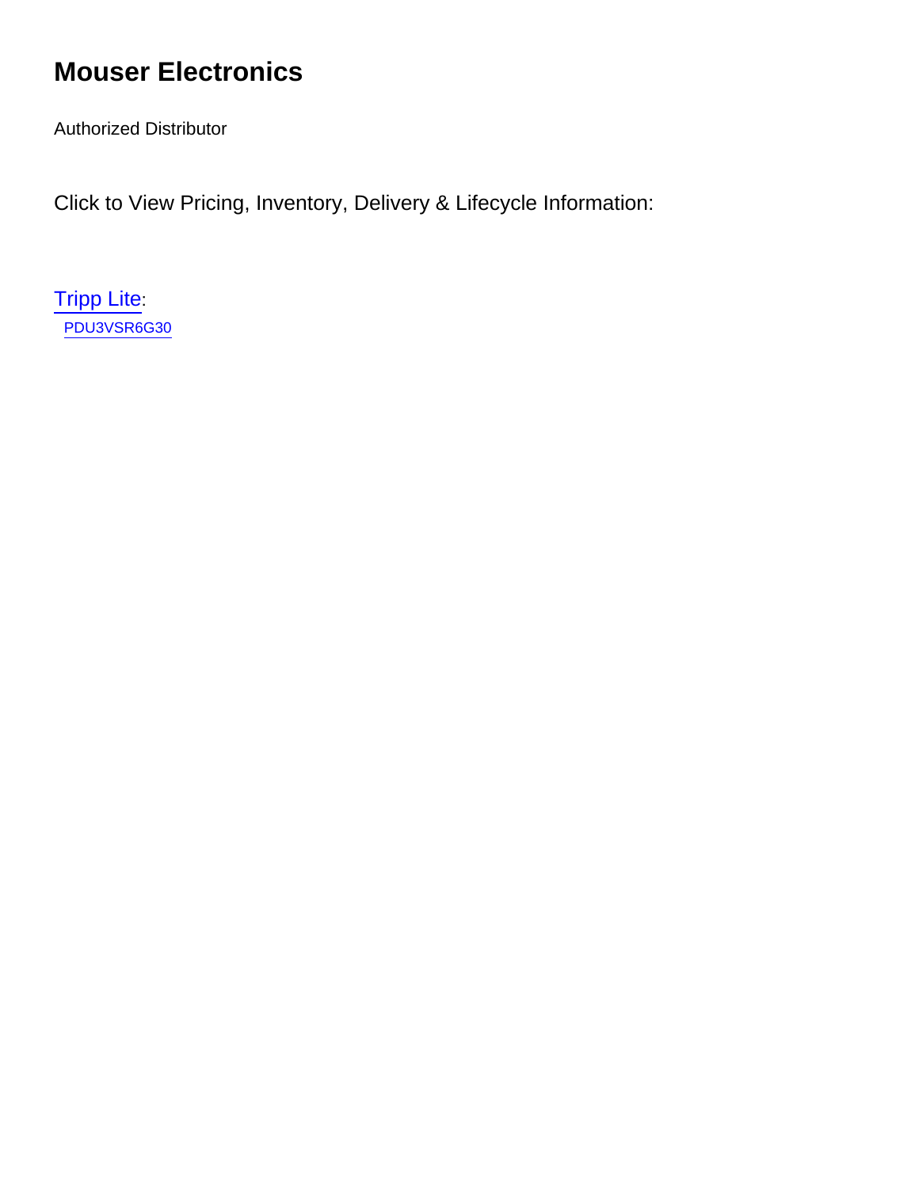# Mouser Electronics

Authorized Distributor

Click to View Pricing, Inventory, Delivery & Lifecycle Information:

Tripp Lite:

PDU3VSR6G30